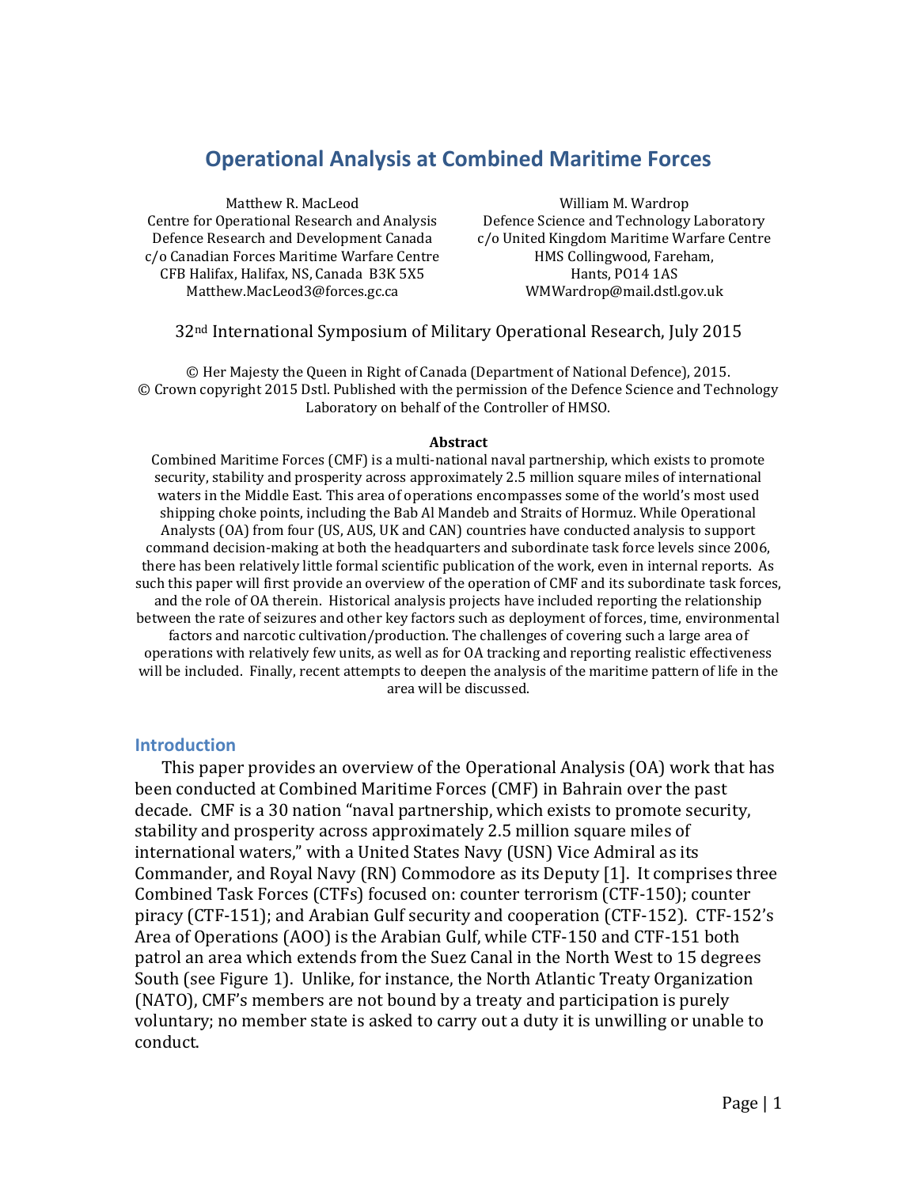# Operational Analysis at Combined Maritime Forces

Matthew R. MacLeod
Centre for Operational Research and Analysis
Defence Research and Development Canada
c/o Canadian Forces Maritime Warfare Centre
CFB Halifax, Halifax, NS, Canada B3K 5X5
Matthew.MacLeod3@forces.gc.ca

William M. Wardrop
Defence Science and Technology Laboratory
c/o United Kingdom Maritime Warfare Centre
HMS Collingwood, Fareham,
Hants, PO14 1AS
WMWardrop@mail.dstl.gov.uk

32nd International Symposium of Military Operational Research, July 2015

© Her Majesty the Queen in Right of Canada (Department of National Defence), 2015.
© Crown copyright 2015 Dstl. Published with the permission of the Defence Science and Technology Laboratory on behalf of the Controller of HMSO.

**Abstract**

Combined Maritime Forces (CMF) is a multi-national naval partnership, which exists to promote security, stability and prosperity across approximately 2.5 million square miles of international waters in the Middle East. This area of operations encompasses some of the world's most used shipping choke points, including the Bab Al Mandeb and Straits of Hormuz. While Operational Analysts (OA) from four (US, AUS, UK and CAN) countries have conducted analysis to support command decision-making at both the headquarters and subordinate task force levels since 2006, there has been relatively little formal scientific publication of the work, even in internal reports. As such this paper will first provide an overview of the operation of CMF and its subordinate task forces, and the role of OA therein. Historical analysis projects have included reporting the relationship between the rate of seizures and other key factors such as deployment of forces, time, environmental factors and narcotic cultivation/production. The challenges of covering such a large area of operations with relatively few units, as well as for OA tracking and reporting realistic effectiveness will be included. Finally, recent attempts to deepen the analysis of the maritime pattern of life in the area will be discussed.

## Introduction

This paper provides an overview of the Operational Analysis (OA) work that has been conducted at Combined Maritime Forces (CMF) in Bahrain over the past decade. CMF is a 30 nation "naval partnership, which exists to promote security, stability and prosperity across approximately 2.5 million square miles of international waters," with a United States Navy (USN) Vice Admiral as its Commander, and Royal Navy (RN) Commodore as its Deputy [1]. It comprises three Combined Task Forces (CTFs) focused on: counter terrorism (CTF-150); counter piracy (CTF-151); and Arabian Gulf security and cooperation (CTF-152). CTF-152's Area of Operations (AOO) is the Arabian Gulf, while CTF-150 and CTF-151 both patrol an area which extends from the Suez Canal in the North West to 15 degrees South (see Figure 1). Unlike, for instance, the North Atlantic Treaty Organization (NATO), CMF's members are not bound by a treaty and participation is purely voluntary; no member state is asked to carry out a duty it is unwilling or unable to conduct.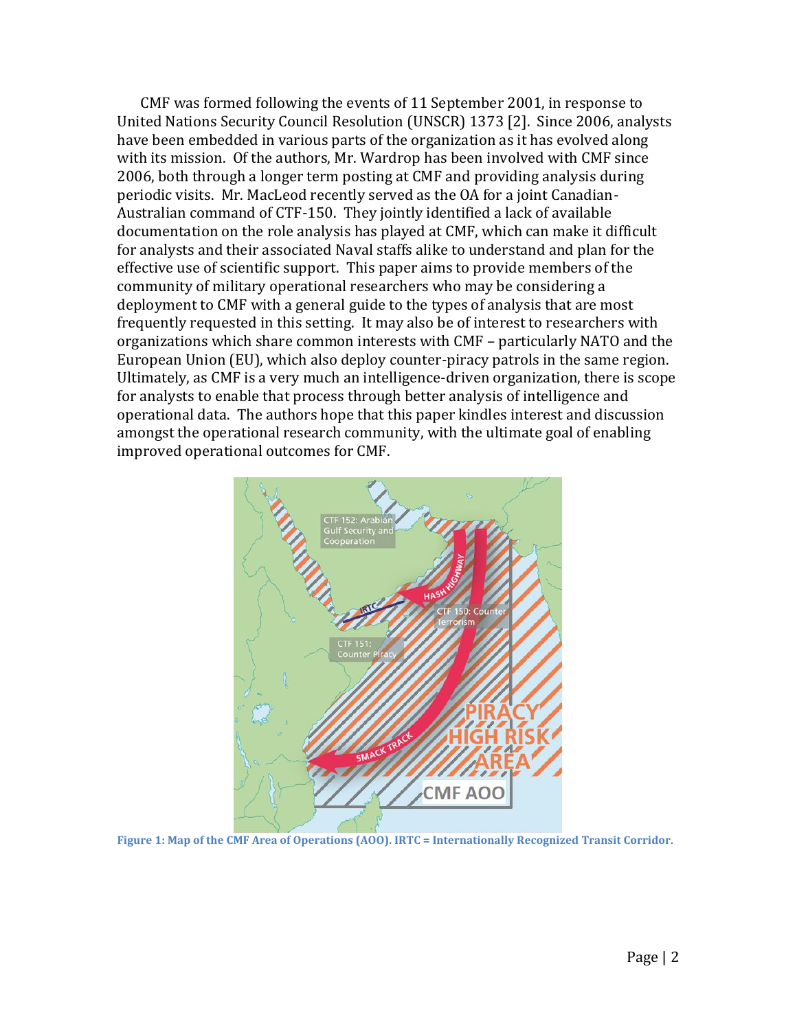CMF was formed following the events of 11 September 2001, in response to United Nations Security Council Resolution (UNSCR) 1373 [2]. Since 2006, analysts have been embedded in various parts of the organization as it has evolved along with its mission. Of the authors, Mr. Wardrop has been involved with CMF since 2006, both through a longer term posting at CMF and providing analysis during periodic visits. Mr. MacLeod recently served as the OA for a joint Canadian-Australian command of CTF-150. They jointly identified a lack of available documentation on the role analysis has played at CMF, which can make it difficult for analysts and their associated Naval staffs alike to understand and plan for the effective use of scientific support. This paper aims to provide members of the community of military operational researchers who may be considering a deployment to CMF with a general guide to the types of analysis that are most frequently requested in this setting. It may also be of interest to researchers with organizations which share common interests with CMF – particularly NATO and the European Union (EU), which also deploy counter-piracy patrols in the same region. Ultimately, as CMF is a very much an intelligence-driven organization, there is scope for analysts to enable that process through better analysis of intelligence and operational data. The authors hope that this paper kindles interest and discussion amongst the operational research community, with the ultimate goal of enabling improved operational outcomes for CMF.

**Figure 1: Map of the CMF Area of Operations (AOO). IRTC = Internationally Recognized Transit Corridor.**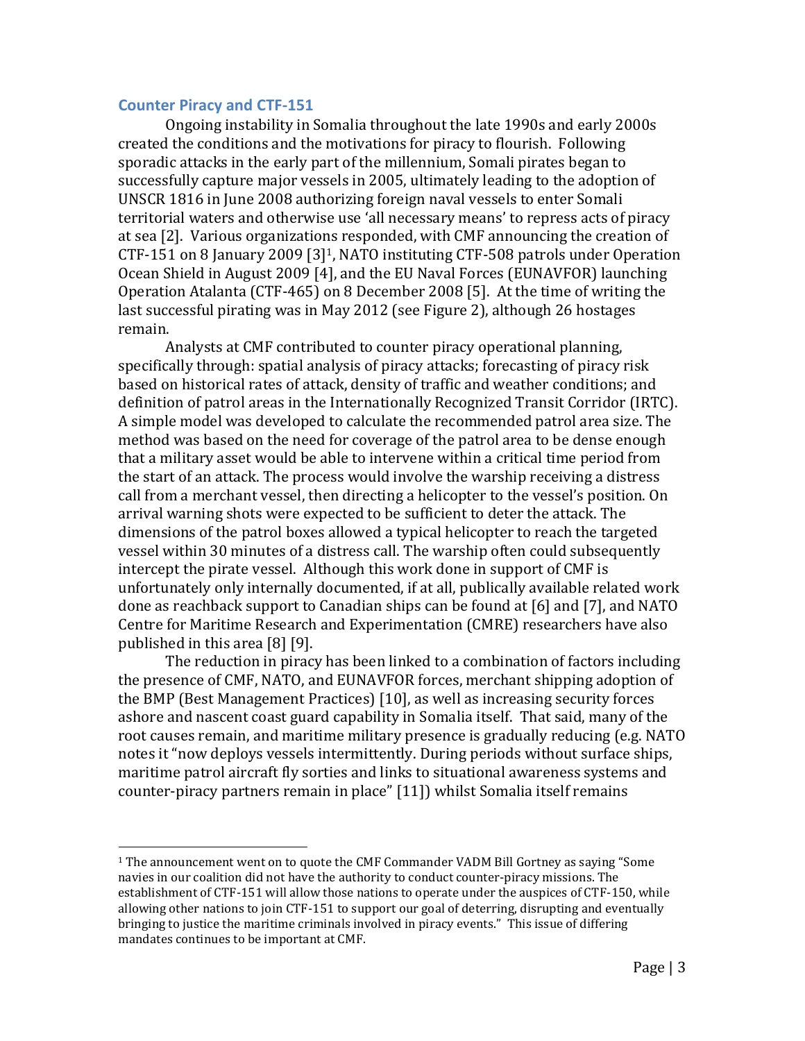## Counter Piracy and CTF-151

Ongoing instability in Somalia throughout the late 1990s and early 2000s created the conditions and the motivations for piracy to flourish. Following sporadic attacks in the early part of the millennium, Somali pirates began to successfully capture major vessels in 2005, ultimately leading to the adoption of UNSCR 1816 in June 2008 authorizing foreign naval vessels to enter Somali territorial waters and otherwise use 'all necessary means' to repress acts of piracy at sea [2]. Various organizations responded, with CMF announcing the creation of CTF-151 on 8 January 2009 [3][1], NATO instituting CTF-508 patrols under Operation Ocean Shield in August 2009 [4], and the EU Naval Forces (EUNAVFOR) launching Operation Atalanta (CTF-465) on 8 December 2008 [5]. At the time of writing the last successful pirating was in May 2012 (see Figure 2), although 26 hostages remain.

Analysts at CMF contributed to counter piracy operational planning, specifically through: spatial analysis of piracy attacks; forecasting of piracy risk based on historical rates of attack, density of traffic and weather conditions; and definition of patrol areas in the Internationally Recognized Transit Corridor (IRTC). A simple model was developed to calculate the recommended patrol area size. The method was based on the need for coverage of the patrol area to be dense enough that a military asset would be able to intervene within a critical time period from the start of an attack. The process would involve the warship receiving a distress call from a merchant vessel, then directing a helicopter to the vessel's position. On arrival warning shots were expected to be sufficient to deter the attack. The dimensions of the patrol boxes allowed a typical helicopter to reach the targeted vessel within 30 minutes of a distress call. The warship often could subsequently intercept the pirate vessel. Although this work done in support of CMF is unfortunately only internally documented, if at all, publically available related work done as reachback support to Canadian ships can be found at [6] and [7], and NATO Centre for Maritime Research and Experimentation (CMRE) researchers have also published in this area [8] [9].

The reduction in piracy has been linked to a combination of factors including the presence of CMF, NATO, and EUNAVFOR forces, merchant shipping adoption of the BMP (Best Management Practices) [10], as well as increasing security forces ashore and nascent coast guard capability in Somalia itself. That said, many of the root causes remain, and maritime military presence is gradually reducing (e.g. NATO notes it "now deploys vessels intermittently. During periods without surface ships, maritime patrol aircraft fly sorties and links to situational awareness systems and counter-piracy partners remain in place" [11]) whilst Somalia itself remains

[1] The announcement went on to quote the CMF Commander VADM Bill Gortney as saying "Some navies in our coalition did not have the authority to conduct counter-piracy missions. The establishment of CTF-151 will allow those nations to operate under the auspices of CTF-150, while allowing other nations to join CTF-151 to support our goal of deterring, disrupting and eventually bringing to justice the maritime criminals involved in piracy events." This issue of differing mandates continues to be important at CMF.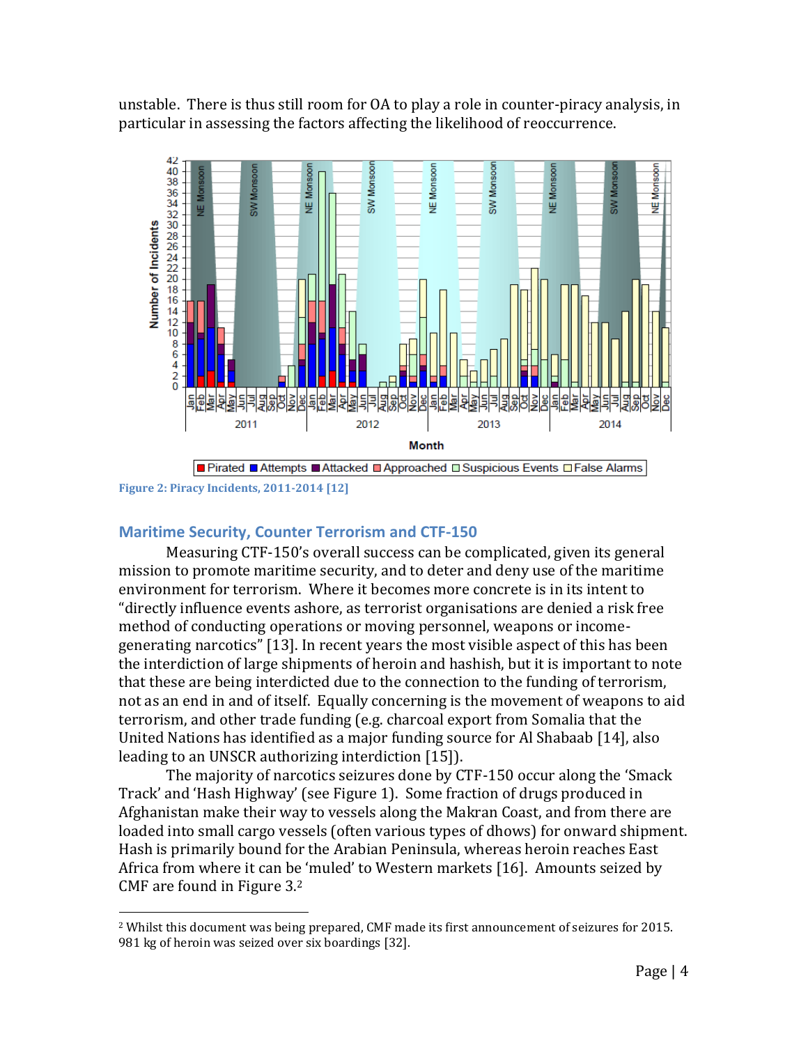unstable. There is thus still room for OA to play a role in counter-piracy analysis, in particular in assessing the factors affecting the likelihood of reoccurrence.

Figure 2: Piracy Incidents, 2011-2014 [12]

## Maritime Security, Counter Terrorism and CTF-150

Measuring CTF-150's overall success can be complicated, given its general mission to promote maritime security, and to deter and deny use of the maritime environment for terrorism. Where it becomes more concrete is in its intent to "directly influence events ashore, as terrorist organisations are denied a risk free method of conducting operations or moving personnel, weapons or income-generating narcotics" [13]. In recent years the most visible aspect of this has been the interdiction of large shipments of heroin and hashish, but it is important to note that these are being interdicted due to the connection to the funding of terrorism, not as an end in and of itself. Equally concerning is the movement of weapons to aid terrorism, and other trade funding (e.g. charcoal export from Somalia that the United Nations has identified as a major funding source for Al Shabaab [14], also leading to an UNSCR authorizing interdiction [15]).

The majority of narcotics seizures done by CTF-150 occur along the 'Smack Track' and 'Hash Highway' (see Figure 1). Some fraction of drugs produced in Afghanistan make their way to vessels along the Makran Coast, and from there are loaded into small cargo vessels (often various types of dhows) for onward shipment. Hash is primarily bound for the Arabian Peninsula, whereas heroin reaches East Africa from where it can be 'muled' to Western markets [16]. Amounts seized by CMF are found in Figure 3.[2]

[2] Whilst this document was being prepared, CMF made its first announcement of seizures for 2015. 981 kg of heroin was seized over six boardings [32].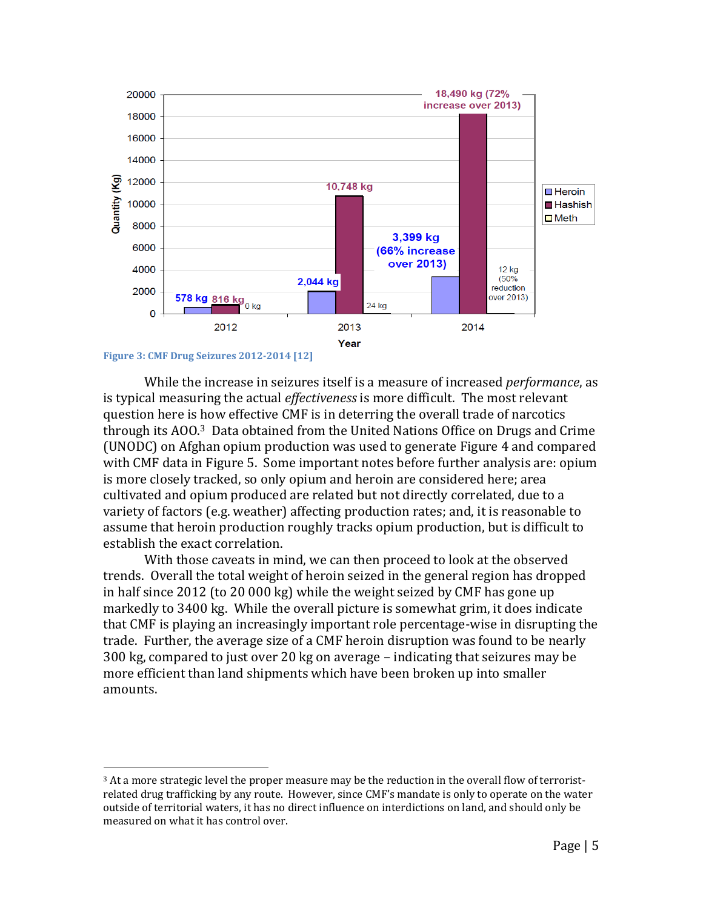Figure 3: CMF Drug Seizures 2012-2014 [12]

While the increase in seizures itself is a measure of increased *performance*, as is typical measuring the actual *effectiveness* is more difficult. The most relevant question here is how effective CMF is in deterring the overall trade of narcotics through its AOO.[3] Data obtained from the United Nations Office on Drugs and Crime (UNODC) on Afghan opium production was used to generate Figure 4 and compared with CMF data in Figure 5. Some important notes before further analysis are: opium is more closely tracked, so only opium and heroin are considered here; area cultivated and opium produced are related but not directly correlated, due to a variety of factors (e.g. weather) affecting production rates; and, it is reasonable to assume that heroin production roughly tracks opium production, but is difficult to establish the exact correlation.

With those caveats in mind, we can then proceed to look at the observed trends. Overall the total weight of heroin seized in the general region has dropped in half since 2012 (to 20 000 kg) while the weight seized by CMF has gone up markedly to 3400 kg. While the overall picture is somewhat grim, it does indicate that CMF is playing an increasingly important role percentage-wise in disrupting the trade. Further, the average size of a CMF heroin disruption was found to be nearly 300 kg, compared to just over 20 kg on average – indicating that seizures may be more efficient than land shipments which have been broken up into smaller amounts.

---

[3] At a more strategic level the proper measure may be the reduction in the overall flow of terrorist-related drug trafficking by any route. However, since CMF's mandate is only to operate on the water outside of territorial waters, it has no direct influence on interdictions on land, and should only be measured on what it has control over.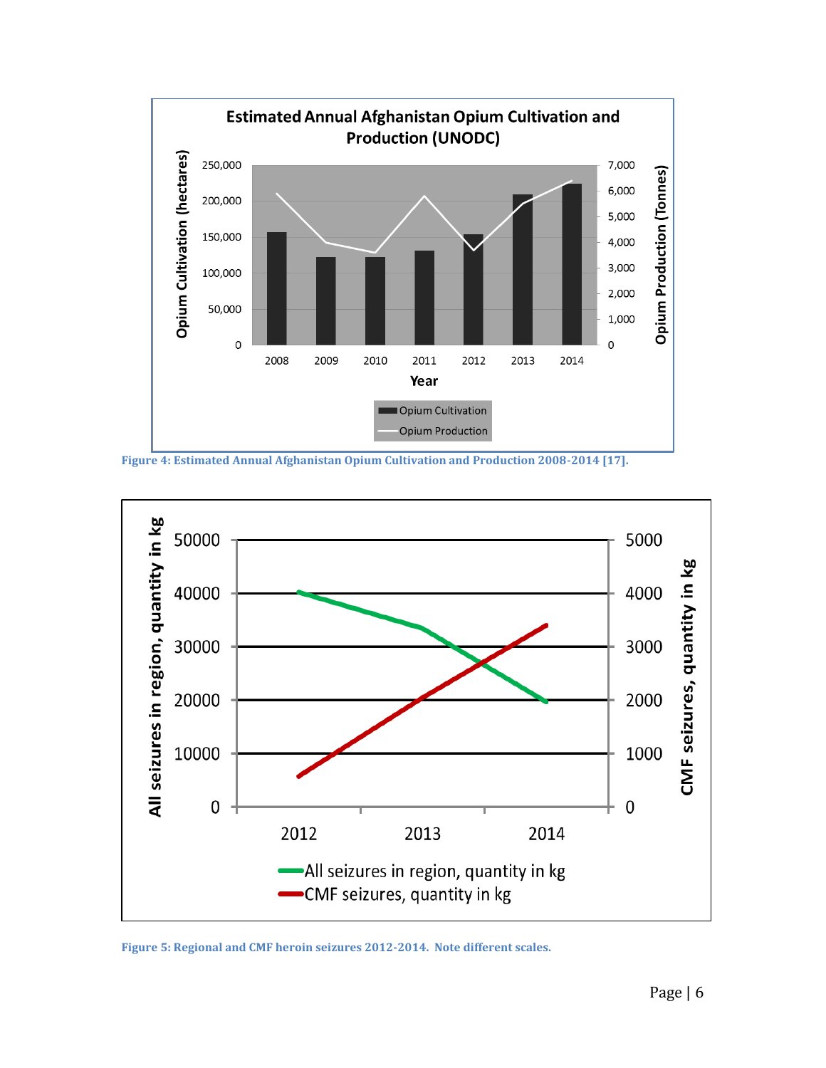Figure 4: Estimated Annual Afghanistan Opium Cultivation and Production 2008-2014 [17].

Figure 5: Regional and CMF heroin seizures 2012-2014. Note different scales.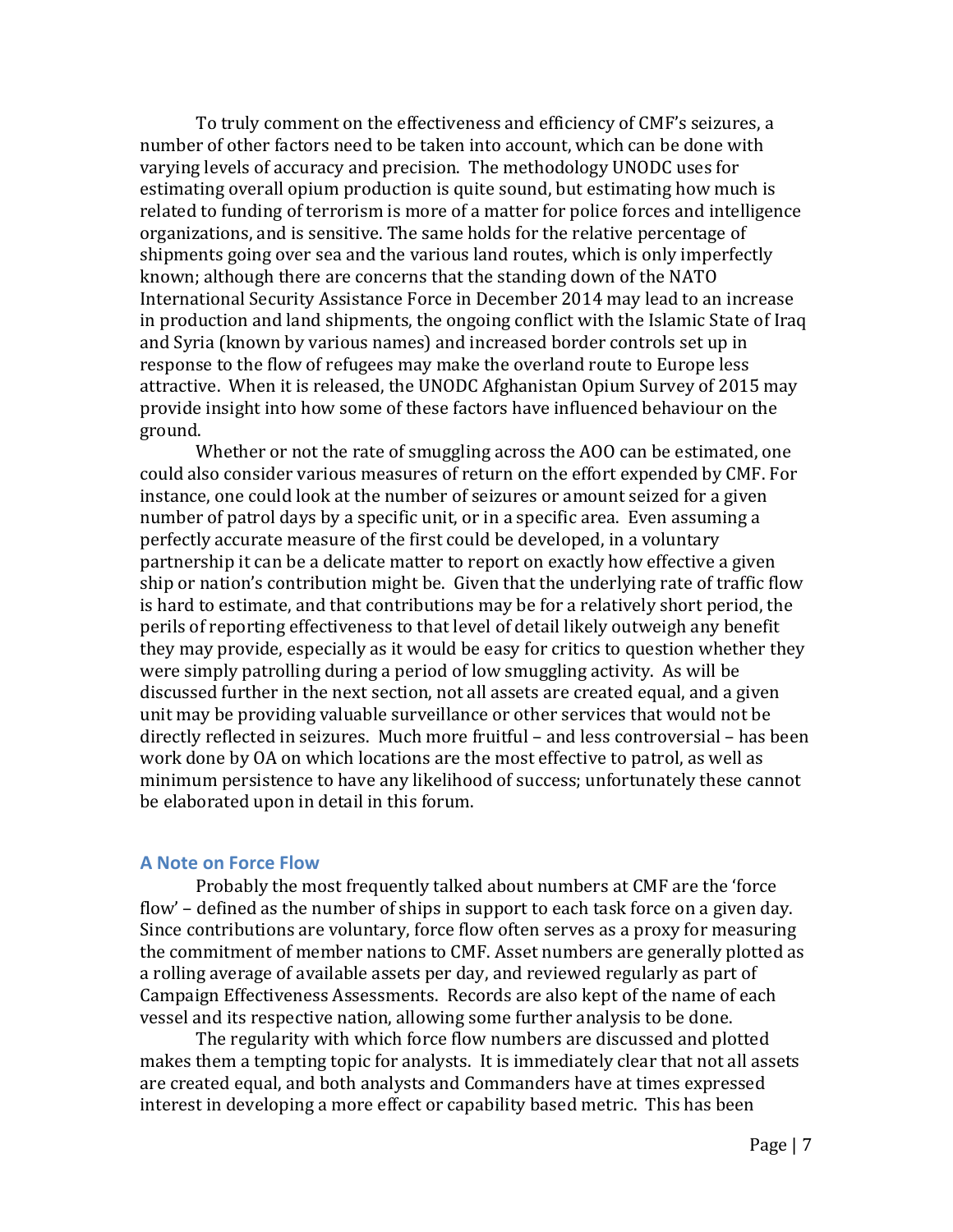To truly comment on the effectiveness and efficiency of CMF's seizures, a number of other factors need to be taken into account, which can be done with varying levels of accuracy and precision. The methodology UNODC uses for estimating overall opium production is quite sound, but estimating how much is related to funding of terrorism is more of a matter for police forces and intelligence organizations, and is sensitive. The same holds for the relative percentage of shipments going over sea and the various land routes, which is only imperfectly known; although there are concerns that the standing down of the NATO International Security Assistance Force in December 2014 may lead to an increase in production and land shipments, the ongoing conflict with the Islamic State of Iraq and Syria (known by various names) and increased border controls set up in response to the flow of refugees may make the overland route to Europe less attractive. When it is released, the UNODC Afghanistan Opium Survey of 2015 may provide insight into how some of these factors have influenced behaviour on the ground.

Whether or not the rate of smuggling across the AOO can be estimated, one could also consider various measures of return on the effort expended by CMF. For instance, one could look at the number of seizures or amount seized for a given number of patrol days by a specific unit, or in a specific area. Even assuming a perfectly accurate measure of the first could be developed, in a voluntary partnership it can be a delicate matter to report on exactly how effective a given ship or nation's contribution might be. Given that the underlying rate of traffic flow is hard to estimate, and that contributions may be for a relatively short period, the perils of reporting effectiveness to that level of detail likely outweigh any benefit they may provide, especially as it would be easy for critics to question whether they were simply patrolling during a period of low smuggling activity. As will be discussed further in the next section, not all assets are created equal, and a given unit may be providing valuable surveillance or other services that would not be directly reflected in seizures. Much more fruitful – and less controversial – has been work done by OA on which locations are the most effective to patrol, as well as minimum persistence to have any likelihood of success; unfortunately these cannot be elaborated upon in detail in this forum.

## A Note on Force Flow

Probably the most frequently talked about numbers at CMF are the 'force flow' – defined as the number of ships in support to each task force on a given day. Since contributions are voluntary, force flow often serves as a proxy for measuring the commitment of member nations to CMF. Asset numbers are generally plotted as a rolling average of available assets per day, and reviewed regularly as part of Campaign Effectiveness Assessments. Records are also kept of the name of each vessel and its respective nation, allowing some further analysis to be done.

The regularity with which force flow numbers are discussed and plotted makes them a tempting topic for analysts. It is immediately clear that not all assets are created equal, and both analysts and Commanders have at times expressed interest in developing a more effect or capability based metric. This has been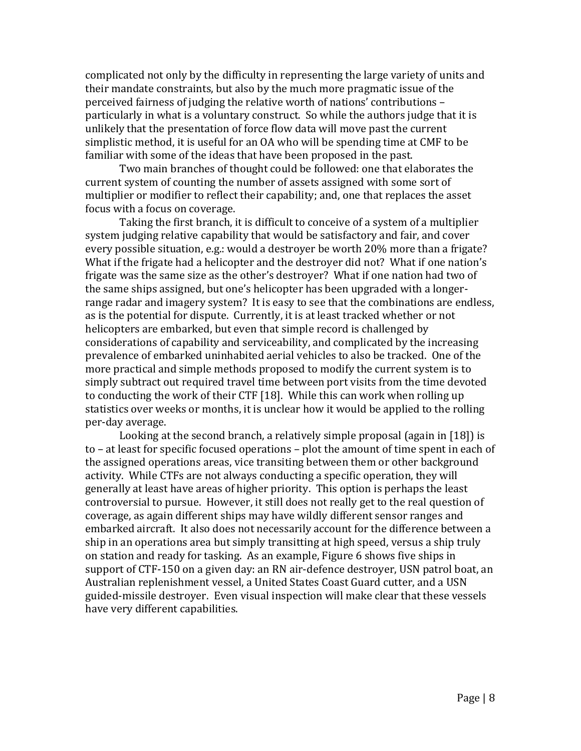complicated not only by the difficulty in representing the large variety of units and their mandate constraints, but also by the much more pragmatic issue of the perceived fairness of judging the relative worth of nations' contributions – particularly in what is a voluntary construct. So while the authors judge that it is unlikely that the presentation of force flow data will move past the current simplistic method, it is useful for an OA who will be spending time at CMF to be familiar with some of the ideas that have been proposed in the past.

Two main branches of thought could be followed: one that elaborates the current system of counting the number of assets assigned with some sort of multiplier or modifier to reflect their capability; and, one that replaces the asset focus with a focus on coverage.

Taking the first branch, it is difficult to conceive of a system of a multiplier system judging relative capability that would be satisfactory and fair, and cover every possible situation, e.g.: would a destroyer be worth 20% more than a frigate? What if the frigate had a helicopter and the destroyer did not? What if one nation's frigate was the same size as the other's destroyer? What if one nation had two of the same ships assigned, but one's helicopter has been upgraded with a longer-range radar and imagery system? It is easy to see that the combinations are endless, as is the potential for dispute. Currently, it is at least tracked whether or not helicopters are embarked, but even that simple record is challenged by considerations of capability and serviceability, and complicated by the increasing prevalence of embarked uninhabited aerial vehicles to also be tracked. One of the more practical and simple methods proposed to modify the current system is to simply subtract out required travel time between port visits from the time devoted to conducting the work of their CTF [18]. While this can work when rolling up statistics over weeks or months, it is unclear how it would be applied to the rolling per-day average.

Looking at the second branch, a relatively simple proposal (again in [18]) is to – at least for specific focused operations – plot the amount of time spent in each of the assigned operations areas, vice transiting between them or other background activity. While CTFs are not always conducting a specific operation, they will generally at least have areas of higher priority. This option is perhaps the least controversial to pursue. However, it still does not really get to the real question of coverage, as again different ships may have wildly different sensor ranges and embarked aircraft. It also does not necessarily account for the difference between a ship in an operations area but simply transitting at high speed, versus a ship truly on station and ready for tasking. As an example, Figure 6 shows five ships in support of CTF-150 on a given day: an RN air-defence destroyer, USN patrol boat, an Australian replenishment vessel, a United States Coast Guard cutter, and a USN guided-missile destroyer. Even visual inspection will make clear that these vessels have very different capabilities.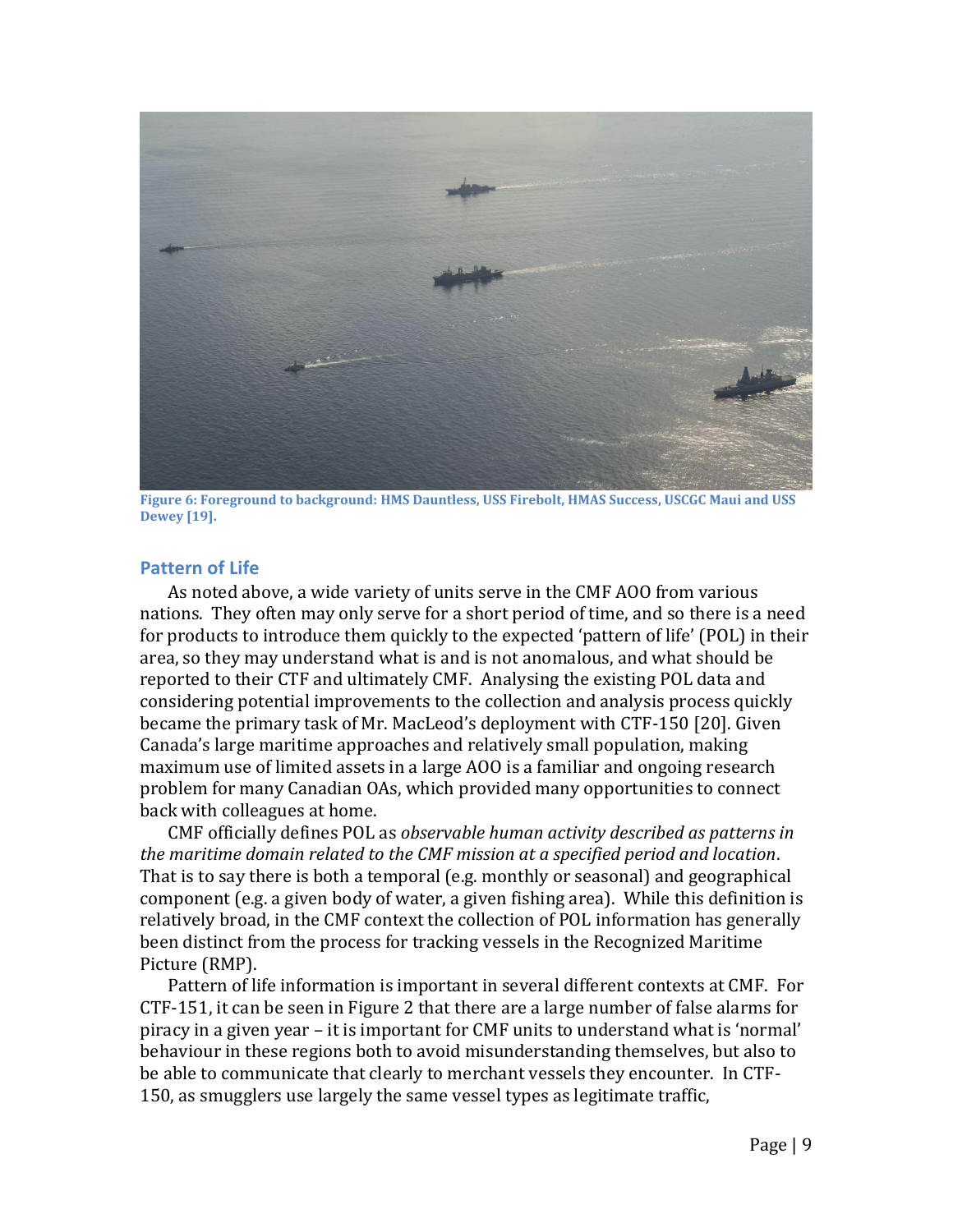Figure 6: Foreground to background: HMS Dauntless, USS Firebolt, HMAS Success, USCGC Maui and USS Dewey [19].

## Pattern of Life

As noted above, a wide variety of units serve in the CMF AOO from various nations. They often may only serve for a short period of time, and so there is a need for products to introduce them quickly to the expected 'pattern of life' (POL) in their area, so they may understand what is and is not anomalous, and what should be reported to their CTF and ultimately CMF. Analysing the existing POL data and considering potential improvements to the collection and analysis process quickly became the primary task of Mr. MacLeod's deployment with CTF-150 [20]. Given Canada's large maritime approaches and relatively small population, making maximum use of limited assets in a large AOO is a familiar and ongoing research problem for many Canadian OAs, which provided many opportunities to connect back with colleagues at home.

CMF officially defines POL as *observable human activity described as patterns in the maritime domain related to the CMF mission at a specified period and location*. That is to say there is both a temporal (e.g. monthly or seasonal) and geographical component (e.g. a given body of water, a given fishing area). While this definition is relatively broad, in the CMF context the collection of POL information has generally been distinct from the process for tracking vessels in the Recognized Maritime Picture (RMP).

Pattern of life information is important in several different contexts at CMF. For CTF-151, it can be seen in Figure 2 that there are a large number of false alarms for piracy in a given year – it is important for CMF units to understand what is 'normal' behaviour in these regions both to avoid misunderstanding themselves, but also to be able to communicate that clearly to merchant vessels they encounter. In CTF-150, as smugglers use largely the same vessel types as legitimate traffic,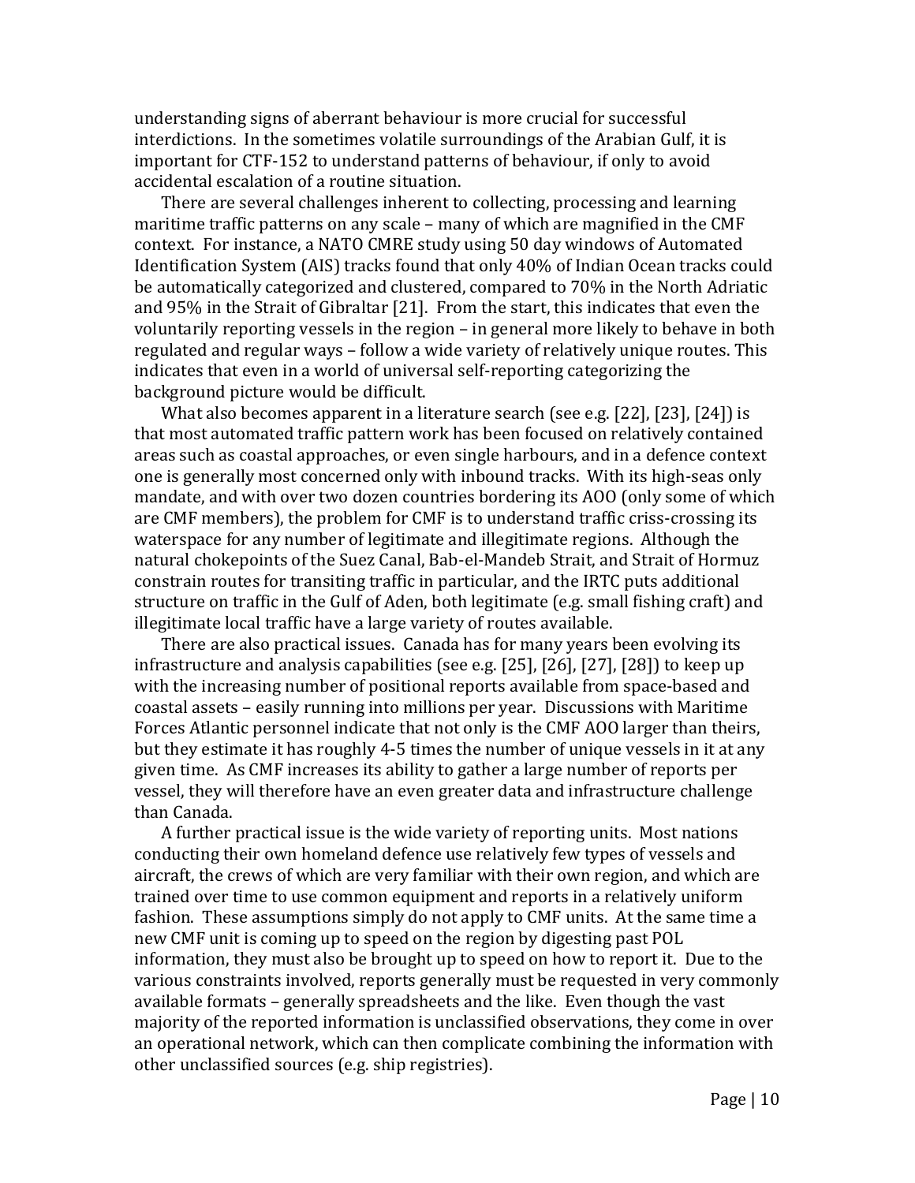understanding signs of aberrant behaviour is more crucial for successful interdictions. In the sometimes volatile surroundings of the Arabian Gulf, it is important for CTF-152 to understand patterns of behaviour, if only to avoid accidental escalation of a routine situation.

There are several challenges inherent to collecting, processing and learning maritime traffic patterns on any scale – many of which are magnified in the CMF context. For instance, a NATO CMRE study using 50 day windows of Automated Identification System (AIS) tracks found that only 40% of Indian Ocean tracks could be automatically categorized and clustered, compared to 70% in the North Adriatic and 95% in the Strait of Gibraltar [21]. From the start, this indicates that even the voluntarily reporting vessels in the region – in general more likely to behave in both regulated and regular ways – follow a wide variety of relatively unique routes. This indicates that even in a world of universal self-reporting categorizing the background picture would be difficult.

What also becomes apparent in a literature search (see e.g. [22], [23], [24]) is that most automated traffic pattern work has been focused on relatively contained areas such as coastal approaches, or even single harbours, and in a defence context one is generally most concerned only with inbound tracks. With its high-seas only mandate, and with over two dozen countries bordering its AOO (only some of which are CMF members), the problem for CMF is to understand traffic criss-crossing its waterspace for any number of legitimate and illegitimate regions. Although the natural chokepoints of the Suez Canal, Bab-el-Mandeb Strait, and Strait of Hormuz constrain routes for transiting traffic in particular, and the IRTC puts additional structure on traffic in the Gulf of Aden, both legitimate (e.g. small fishing craft) and illegitimate local traffic have a large variety of routes available.

There are also practical issues. Canada has for many years been evolving its infrastructure and analysis capabilities (see e.g. [25], [26], [27], [28]) to keep up with the increasing number of positional reports available from space-based and coastal assets – easily running into millions per year. Discussions with Maritime Forces Atlantic personnel indicate that not only is the CMF AOO larger than theirs, but they estimate it has roughly 4-5 times the number of unique vessels in it at any given time. As CMF increases its ability to gather a large number of reports per vessel, they will therefore have an even greater data and infrastructure challenge than Canada.

A further practical issue is the wide variety of reporting units. Most nations conducting their own homeland defence use relatively few types of vessels and aircraft, the crews of which are very familiar with their own region, and which are trained over time to use common equipment and reports in a relatively uniform fashion. These assumptions simply do not apply to CMF units. At the same time a new CMF unit is coming up to speed on the region by digesting past POL information, they must also be brought up to speed on how to report it. Due to the various constraints involved, reports generally must be requested in very commonly available formats – generally spreadsheets and the like. Even though the vast majority of the reported information is unclassified observations, they come in over an operational network, which can then complicate combining the information with other unclassified sources (e.g. ship registries).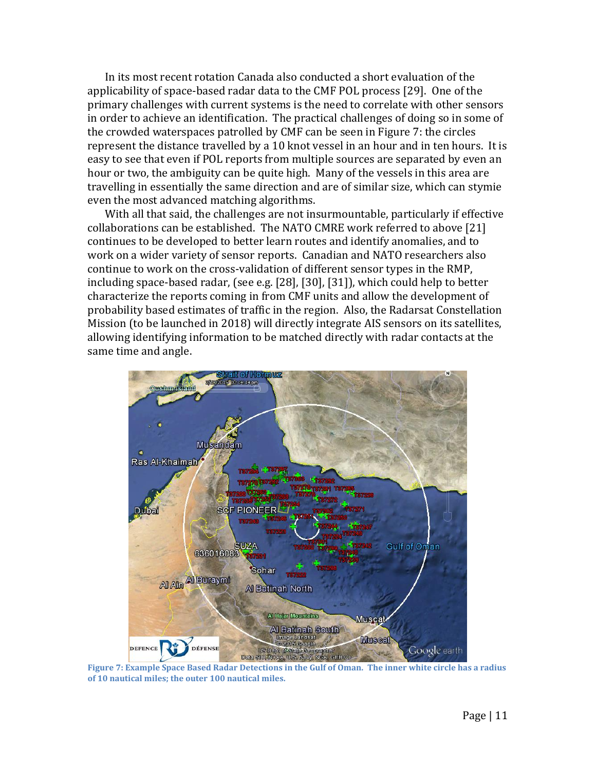In its most recent rotation Canada also conducted a short evaluation of the applicability of space-based radar data to the CMF POL process [29]. One of the primary challenges with current systems is the need to correlate with other sensors in order to achieve an identification. The practical challenges of doing so in some of the crowded waterspaces patrolled by CMF can be seen in Figure 7: the circles represent the distance travelled by a 10 knot vessel in an hour and in ten hours. It is easy to see that even if POL reports from multiple sources are separated by even an hour or two, the ambiguity can be quite high. Many of the vessels in this area are travelling in essentially the same direction and are of similar size, which can stymie even the most advanced matching algorithms.

With all that said, the challenges are not insurmountable, particularly if effective collaborations can be established. The NATO CMRE work referred to above [21] continues to be developed to better learn routes and identify anomalies, and to work on a wider variety of sensor reports. Canadian and NATO researchers also continue to work on the cross-validation of different sensor types in the RMP, including space-based radar, (see e.g. [28], [30], [31]), which could help to better characterize the reports coming in from CMF units and allow the development of probability based estimates of traffic in the region. Also, the Radarsat Constellation Mission (to be launched in 2018) will directly integrate AIS sensors on its satellites, allowing identifying information to be matched directly with radar contacts at the same time and angle.

**Figure 7: Example Space Based Radar Detections in the Gulf of Oman. The inner white circle has a radius of 10 nautical miles; the outer 100 nautical miles.**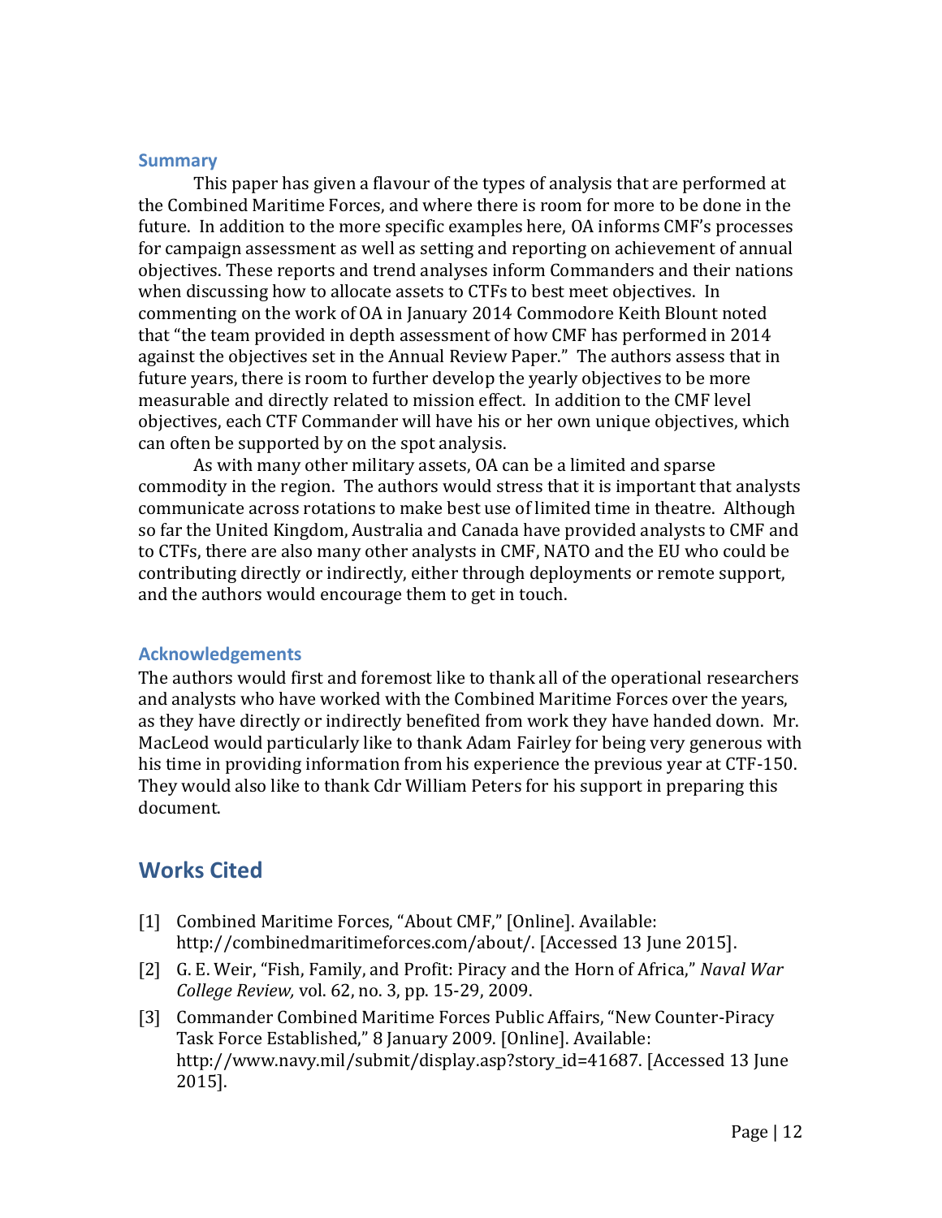### Summary

This paper has given a flavour of the types of analysis that are performed at the Combined Maritime Forces, and where there is room for more to be done in the future. In addition to the more specific examples here, OA informs CMF's processes for campaign assessment as well as setting and reporting on achievement of annual objectives. These reports and trend analyses inform Commanders and their nations when discussing how to allocate assets to CTFs to best meet objectives. In commenting on the work of OA in January 2014 Commodore Keith Blount noted that "the team provided in depth assessment of how CMF has performed in 2014 against the objectives set in the Annual Review Paper." The authors assess that in future years, there is room to further develop the yearly objectives to be more measurable and directly related to mission effect. In addition to the CMF level objectives, each CTF Commander will have his or her own unique objectives, which can often be supported by on the spot analysis.

As with many other military assets, OA can be a limited and sparse commodity in the region. The authors would stress that it is important that analysts communicate across rotations to make best use of limited time in theatre. Although so far the United Kingdom, Australia and Canada have provided analysts to CMF and to CTFs, there are also many other analysts in CMF, NATO and the EU who could be contributing directly or indirectly, either through deployments or remote support, and the authors would encourage them to get in touch.

### Acknowledgements

The authors would first and foremost like to thank all of the operational researchers and analysts who have worked with the Combined Maritime Forces over the years, as they have directly or indirectly benefited from work they have handed down. Mr. MacLeod would particularly like to thank Adam Fairley for being very generous with his time in providing information from his experience the previous year at CTF-150. They would also like to thank Cdr William Peters for his support in preparing this document.

## Works Cited

[1] Combined Maritime Forces, "About CMF," [Online]. Available: http://combinedmaritimeforces.com/about/. [Accessed 13 June 2015].

[2] G. E. Weir, "Fish, Family, and Profit: Piracy and the Horn of Africa," *Naval War College Review,* vol. 62, no. 3, pp. 15-29, 2009.

[3] Commander Combined Maritime Forces Public Affairs, "New Counter-Piracy Task Force Established," 8 January 2009. [Online]. Available: http://www.navy.mil/submit/display.asp?story_id=41687. [Accessed 13 June 2015].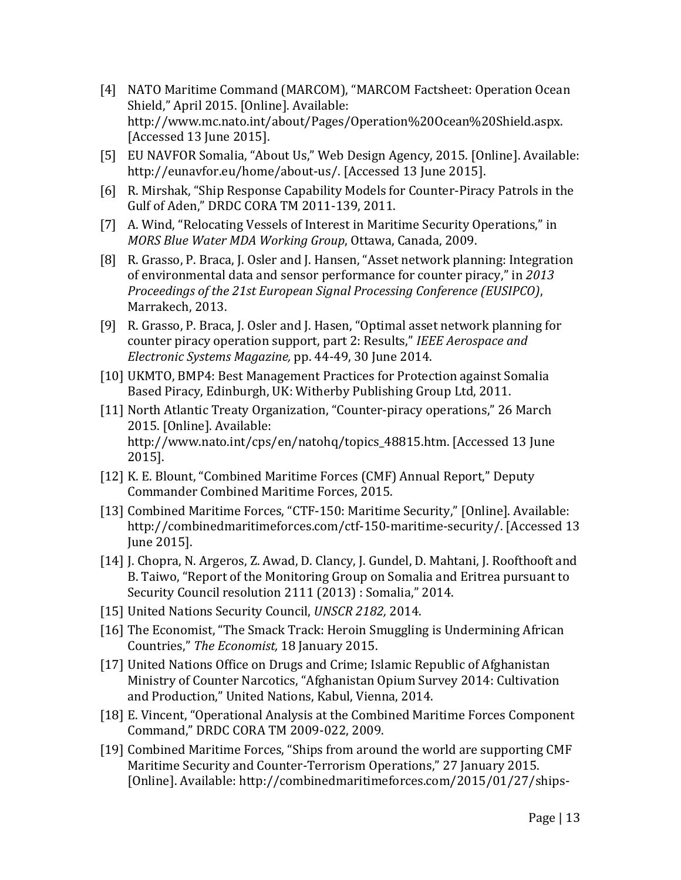[4] NATO Maritime Command (MARCOM), "MARCOM Factsheet: Operation Ocean Shield," April 2015. [Online]. Available: http://www.mc.nato.int/about/Pages/Operation%20Ocean%20Shield.aspx. [Accessed 13 June 2015].

[5] EU NAVFOR Somalia, "About Us," Web Design Agency, 2015. [Online]. Available: http://eunavfor.eu/home/about-us/. [Accessed 13 June 2015].

[6] R. Mirshak, "Ship Response Capability Models for Counter-Piracy Patrols in the Gulf of Aden," DRDC CORA TM 2011-139, 2011.

[7] A. Wind, "Relocating Vessels of Interest in Maritime Security Operations," in *MORS Blue Water MDA Working Group*, Ottawa, Canada, 2009.

[8] R. Grasso, P. Braca, J. Osler and J. Hansen, "Asset network planning: Integration of environmental data and sensor performance for counter piracy," in *2013 Proceedings of the 21st European Signal Processing Conference (EUSIPCO)*, Marrakech, 2013.

[9] R. Grasso, P. Braca, J. Osler and J. Hasen, "Optimal asset network planning for counter piracy operation support, part 2: Results," *IEEE Aerospace and Electronic Systems Magazine,* pp. 44-49, 30 June 2014.

[10] UKMTO, BMP4: Best Management Practices for Protection against Somalia Based Piracy, Edinburgh, UK: Witherby Publishing Group Ltd, 2011.

[11] North Atlantic Treaty Organization, "Counter-piracy operations," 26 March 2015. [Online]. Available: http://www.nato.int/cps/en/natohq/topics_48815.htm. [Accessed 13 June 2015].

[12] K. E. Blount, "Combined Maritime Forces (CMF) Annual Report," Deputy Commander Combined Maritime Forces, 2015.

[13] Combined Maritime Forces, "CTF-150: Maritime Security," [Online]. Available: http://combinedmaritimeforces.com/ctf-150-maritime-security/. [Accessed 13 June 2015].

[14] J. Chopra, N. Argeros, Z. Awad, D. Clancy, J. Gundel, D. Mahtani, J. Roofthooft and B. Taiwo, "Report of the Monitoring Group on Somalia and Eritrea pursuant to Security Council resolution 2111 (2013) : Somalia," 2014.

[15] United Nations Security Council, *UNSCR 2182,* 2014.

[16] The Economist, "The Smack Track: Heroin Smuggling is Undermining African Countries," *The Economist,* 18 January 2015.

[17] United Nations Office on Drugs and Crime; Islamic Republic of Afghanistan Ministry of Counter Narcotics, "Afghanistan Opium Survey 2014: Cultivation and Production," United Nations, Kabul, Vienna, 2014.

[18] E. Vincent, "Operational Analysis at the Combined Maritime Forces Component Command," DRDC CORA TM 2009-022, 2009.

[19] Combined Maritime Forces, "Ships from around the world are supporting CMF Maritime Security and Counter-Terrorism Operations," 27 January 2015. [Online]. Available: http://combinedmaritimeforces.com/2015/01/27/ships-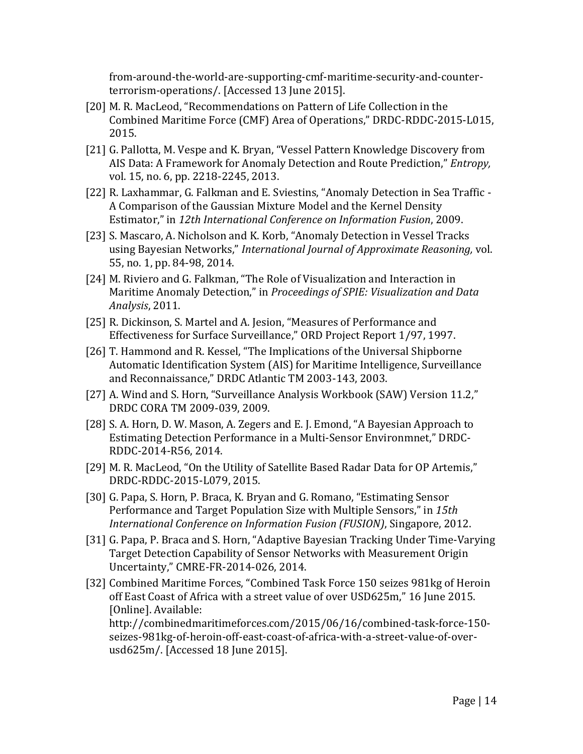from-around-the-world-are-supporting-cmf-maritime-security-and-counter-terrorism-operations/. [Accessed 13 June 2015].

[20] M. R. MacLeod, "Recommendations on Pattern of Life Collection in the Combined Maritime Force (CMF) Area of Operations," DRDC-RDDC-2015-L015, 2015.

[21] G. Pallotta, M. Vespe and K. Bryan, "Vessel Pattern Knowledge Discovery from AIS Data: A Framework for Anomaly Detection and Route Prediction," *Entropy,* vol. 15, no. 6, pp. 2218-2245, 2013.

[22] R. Laxhammar, G. Falkman and E. Sviestins, "Anomaly Detection in Sea Traffic - A Comparison of the Gaussian Mixture Model and the Kernel Density Estimator," in *12th International Conference on Information Fusion*, 2009.

[23] S. Mascaro, A. Nicholson and K. Korb, "Anomaly Detection in Vessel Tracks using Bayesian Networks," *International Journal of Approximate Reasoning,* vol. 55, no. 1, pp. 84-98, 2014.

[24] M. Riviero and G. Falkman, "The Role of Visualization and Interaction in Maritime Anomaly Detection," in *Proceedings of SPIE: Visualization and Data Analysis*, 2011.

[25] R. Dickinson, S. Martel and A. Jesion, "Measures of Performance and Effectiveness for Surface Surveillance," ORD Project Report 1/97, 1997.

[26] T. Hammond and R. Kessel, "The Implications of the Universal Shipborne Automatic Identification System (AIS) for Maritime Intelligence, Surveillance and Reconnaissance," DRDC Atlantic TM 2003-143, 2003.

[27] A. Wind and S. Horn, "Surveillance Analysis Workbook (SAW) Version 11.2," DRDC CORA TM 2009-039, 2009.

[28] S. A. Horn, D. W. Mason, A. Zegers and E. J. Emond, "A Bayesian Approach to Estimating Detection Performance in a Multi-Sensor Environmnet," DRDC-RDDC-2014-R56, 2014.

[29] M. R. MacLeod, "On the Utility of Satellite Based Radar Data for OP Artemis," DRDC-RDDC-2015-L079, 2015.

[30] G. Papa, S. Horn, P. Braca, K. Bryan and G. Romano, "Estimating Sensor Performance and Target Population Size with Multiple Sensors," in *15th International Conference on Information Fusion (FUSION)*, Singapore, 2012.

[31] G. Papa, P. Braca and S. Horn, "Adaptive Bayesian Tracking Under Time-Varying Target Detection Capability of Sensor Networks with Measurement Origin Uncertainty," CMRE-FR-2014-026, 2014.

[32] Combined Maritime Forces, "Combined Task Force 150 seizes 981kg of Heroin off East Coast of Africa with a street value of over USD625m," 16 June 2015. [Online]. Available: http://combinedmaritimeforces.com/2015/06/16/combined-task-force-150-seizes-981kg-of-heroin-off-east-coast-of-africa-with-a-street-value-of-over-usd625m/. [Accessed 18 June 2015].